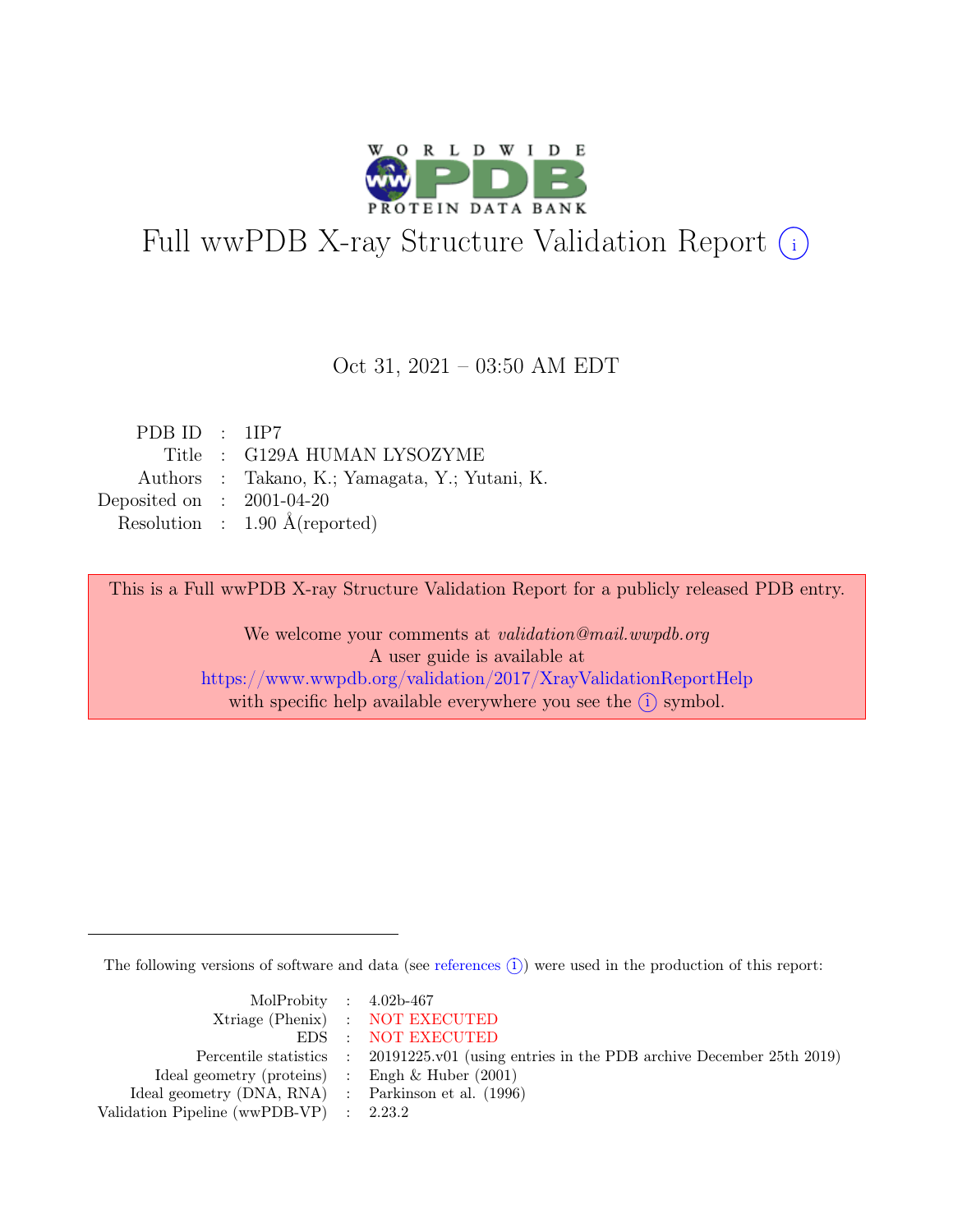# Full wwPDB X-ray Structure Validation Report (i)

Oct 31, 2021 – 03:50 AM EDT

| | | |
|---|---|---|
| PDB ID | : | 1IP7 |
| Title | : | G129A HUMAN LYSOZYME |
| Authors | : | Takano, K.; Yamagata, Y.; Yutani, K. |
| Deposited on | : | 2001-04-20 |
| Resolution | : | 1.90 Å(reported) |

This is a Full wwPDB X-ray Structure Validation Report for a publicly released PDB entry.

We welcome your comments at *validation@mail.wwpdb.org*
A user guide is available at
https://www.wwpdb.org/validation/2017/XrayValidationReportHelp
with specific help available everywhere you see the (i) symbol.

The following versions of software and data (see references (i)) were used in the production of this report:

| | | |
|---|---|---|
| MolProbity | : | 4.02b-467 |
| Xtriage (Phenix) | : | NOT EXECUTED |
| EDS | : | NOT EXECUTED |
| Percentile statistics | : | 20191225.v01 (using entries in the PDB archive December 25th 2019) |
| Ideal geometry (proteins) | : | Engh & Huber (2001) |
| Ideal geometry (DNA, RNA) | : | Parkinson et al. (1996) |
| Validation Pipeline (wwPDB-VP) | : | 2.23.2 |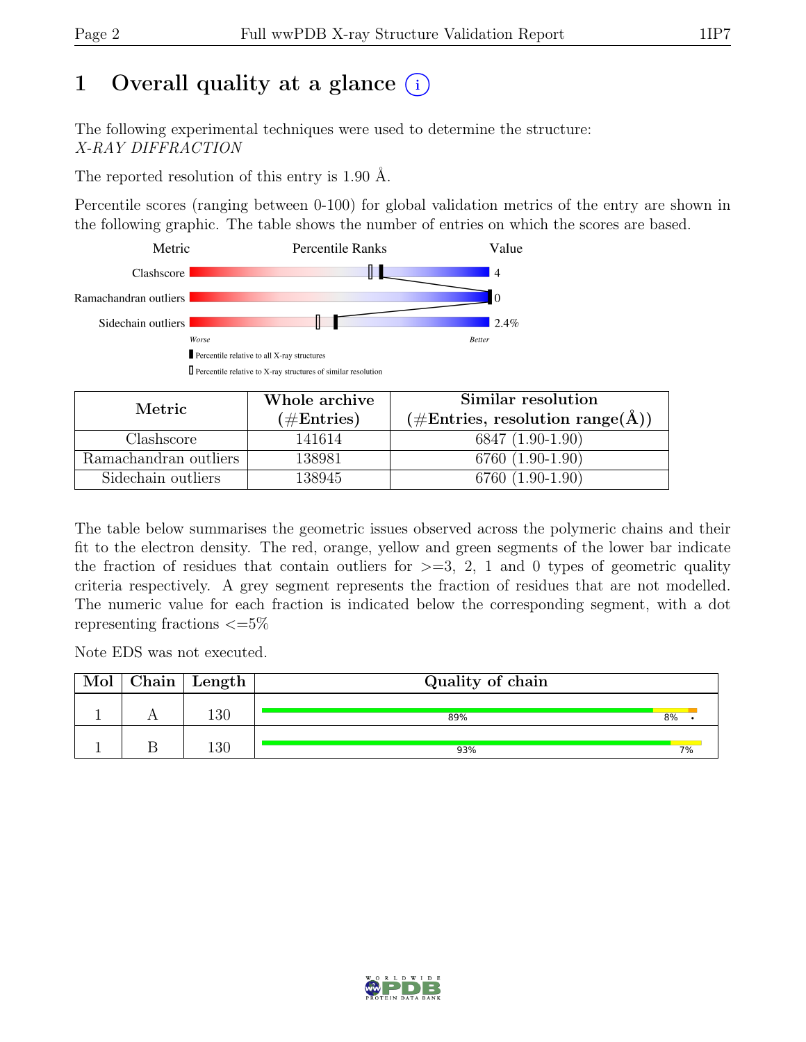# 1 Overall quality at a glance (i)

The following experimental techniques were used to determine the structure:
*X-RAY DIFFRACTION*

The reported resolution of this entry is 1.90 Å.

Percentile scores (ranging between 0-100) for global validation metrics of the entry are shown in the following graphic. The table shows the number of entries on which the scores are based.

| Metric | Value |
|---|---|
| Clashscore | 4 |
| Ramachandran outliers | 0 |
| Sidechain outliers | 2.4% |

Worse — Better

▮ Percentile relative to all X-ray structures

▯ Percentile relative to X-ray structures of similar resolution

| Metric | Whole archive (#Entries) | Similar resolution (#Entries, resolution range(Å)) |
|---|---|---|
| Clashscore | 141614 | 6847 (1.90-1.90) |
| Ramachandran outliers | 138981 | 6760 (1.90-1.90) |
| Sidechain outliers | 138945 | 6760 (1.90-1.90) |

The table below summarises the geometric issues observed across the polymeric chains and their fit to the electron density. The red, orange, yellow and green segments of the lower bar indicate the fraction of residues that contain outliers for >=3, 2, 1 and 0 types of geometric quality criteria respectively. A grey segment represents the fraction of residues that are not modelled. The numeric value for each fraction is indicated below the corresponding segment, with a dot representing fractions <=5%

Note EDS was not executed.

| Mol | Chain | Length | Quality of chain |
|---|---|---|---|
| 1 | A | 130 | 89% · 8% · • |
| 1 | B | 130 | 93% · 7% |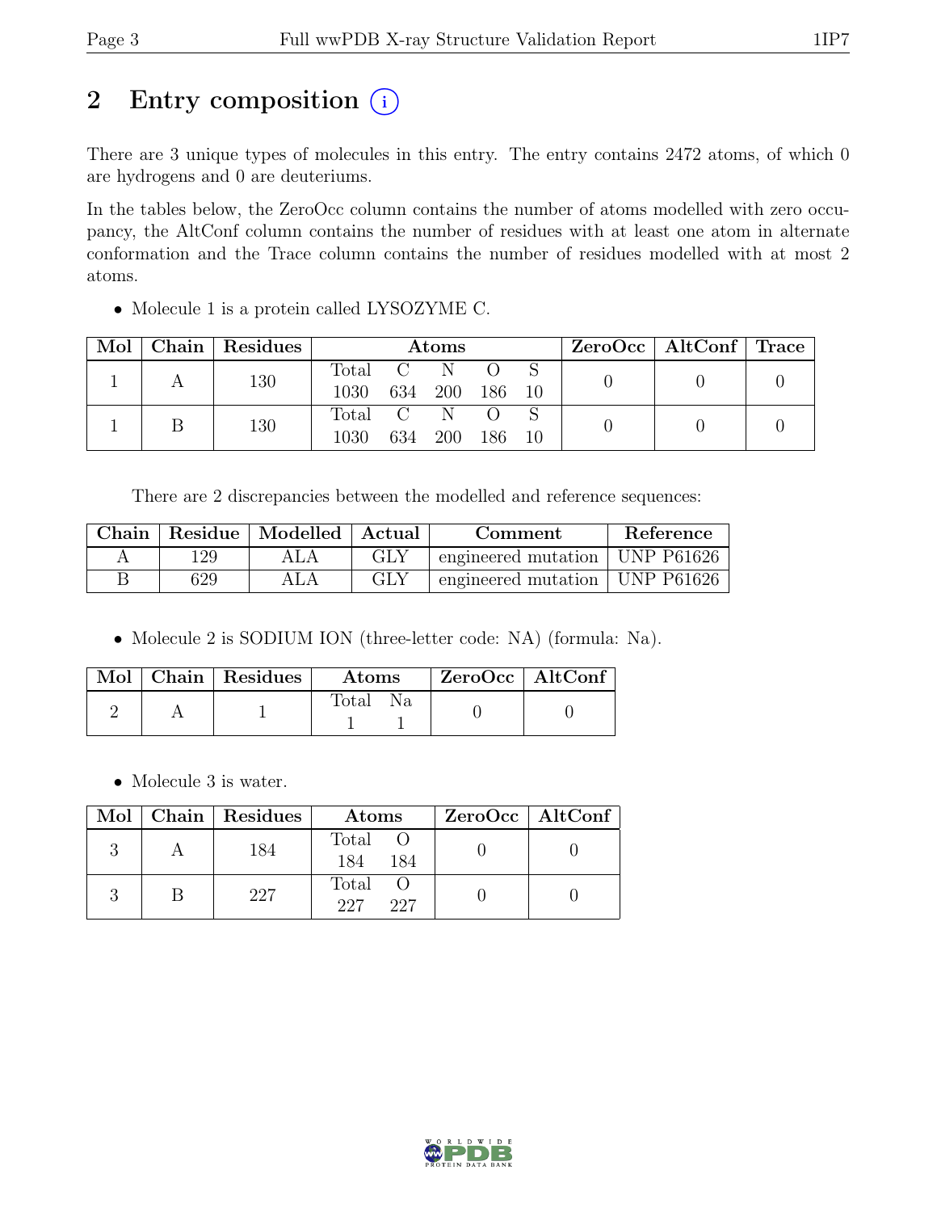# 2 Entry composition (i)

There are 3 unique types of molecules in this entry. The entry contains 2472 atoms, of which 0 are hydrogens and 0 are deuteriums.

In the tables below, the ZeroOcc column contains the number of atoms modelled with zero occupancy, the AltConf column contains the number of residues with at least one atom in alternate conformation and the Trace column contains the number of residues modelled with at most 2 atoms.

- Molecule 1 is a protein called LYSOZYME C.

| Mol | Chain | Residues | Atoms | | | | | ZeroOcc | AltConf | Trace |
|---|---|---|---|---|---|---|---|---|---|---|
| | | | Total | C | N | O | S | | | |
| 1 | A | 130 | 1030 | 634 | 200 | 186 | 10 | 0 | 0 | 0 |
| 1 | B | 130 | 1030 | 634 | 200 | 186 | 10 | 0 | 0 | 0 |

There are 2 discrepancies between the modelled and reference sequences:

| Chain | Residue | Modelled | Actual | Comment | Reference |
|---|---|---|---|---|---|
| A | 129 | ALA | GLY | engineered mutation | UNP P61626 |
| B | 629 | ALA | GLY | engineered mutation | UNP P61626 |

- Molecule 2 is SODIUM ION (three-letter code: NA) (formula: Na).

| Mol | Chain | Residues | Atoms | | ZeroOcc | AltConf |
|---|---|---|---|---|---|---|
| | | | Total | Na | | |
| 2 | A | 1 | 1 | 1 | 0 | 0 |

- Molecule 3 is water.

| Mol | Chain | Residues | Atoms | | ZeroOcc | AltConf |
|---|---|---|---|---|---|---|
| | | | Total | O | | |
| 3 | A | 184 | 184 | 184 | 0 | 0 |
| 3 | B | 227 | 227 | 227 | 0 | 0 |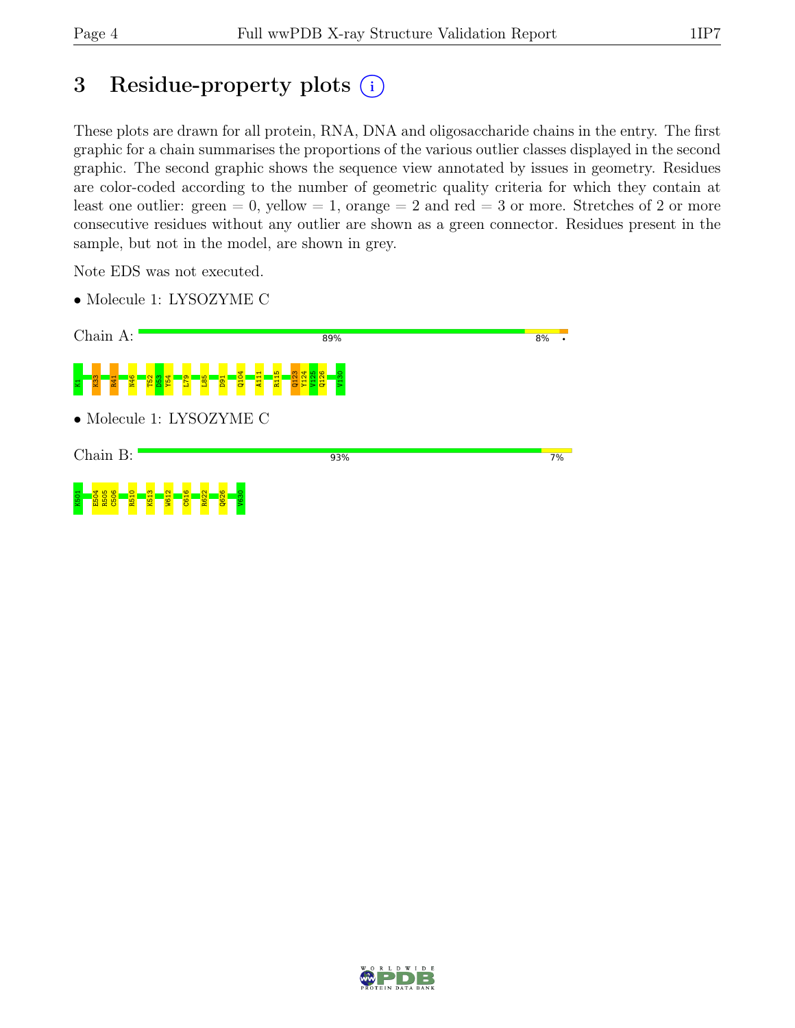# 3 Residue-property plots

These plots are drawn for all protein, RNA, DNA and oligosaccharide chains in the entry. The first graphic for a chain summarises the proportions of the various outlier classes displayed in the second graphic. The second graphic shows the sequence view annotated by issues in geometry. Residues are color-coded according to the number of geometric quality criteria for which they contain at least one outlier: green = 0, yellow = 1, orange = 2 and red = 3 or more. Stretches of 2 or more consecutive residues without any outlier are shown as a green connector. Residues present in the sample, but not in the model, are shown in grey.

Note EDS was not executed.

- Molecule 1: LYSOZYME C

Chain A: 89% 8% •

K1 K33 R41 N46 T52 D53 Y54 L79 L85 D91 Q104 A111 R115 Q123 Y124 V125 Q126 V130

- Molecule 1: LYSOZYME C

Chain B: 93% 7%

K501 E504 R505 C506 R510 K513 W612 C616 R622 Q626 V630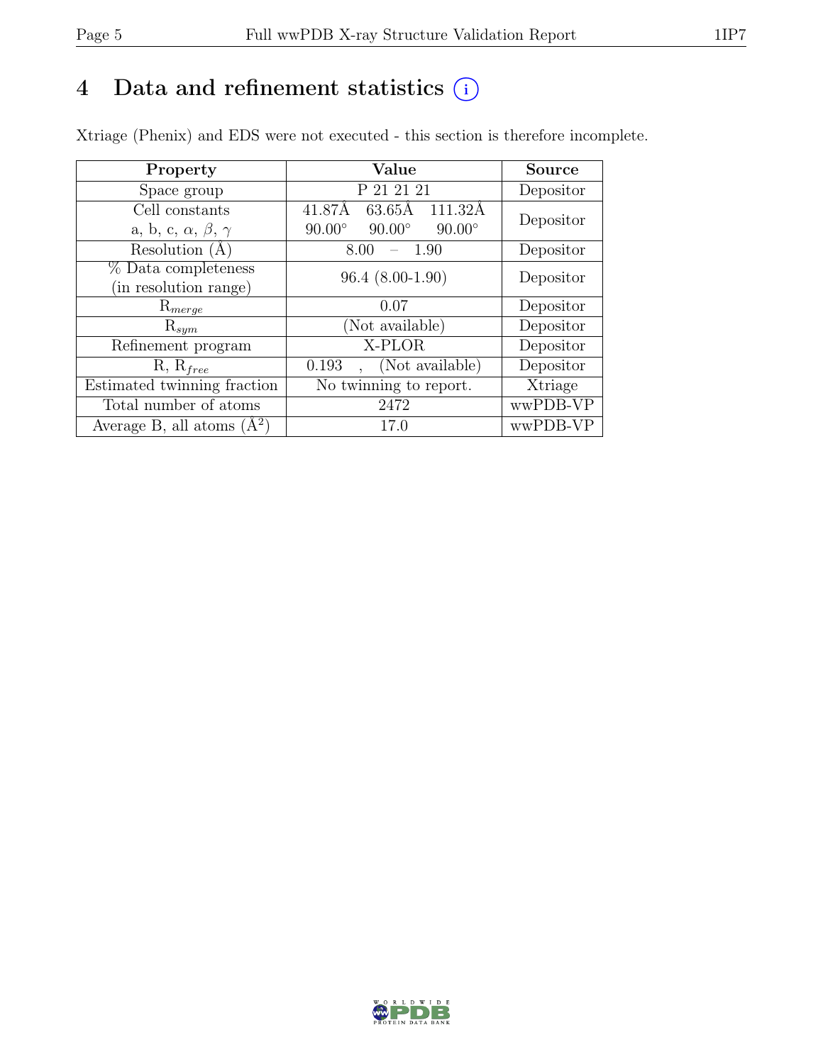# 4 Data and refinement statistics ⓘ

Xtriage (Phenix) and EDS were not executed - this section is therefore incomplete.

| Property | Value | Source |
|---|---|---|
| Space group | P 21 21 21 | Depositor |
| Cell constants<br>a, b, c, $\alpha$, $\beta$, $\gamma$ | 41.87Å 63.65Å 111.32Å<br>90.00° 90.00° 90.00° | Depositor |
| Resolution (Å) | 8.00 – 1.90 | Depositor |
| % Data completeness<br>(in resolution range) | 96.4 (8.00-1.90) | Depositor |
| $R_{merge}$ | 0.07 | Depositor |
| $R_{sym}$ | (Not available) | Depositor |
| Refinement program | X-PLOR | Depositor |
| R, $R_{free}$ | 0.193 , (Not available) | Depositor |
| Estimated twinning fraction | No twinning to report. | Xtriage |
| Total number of atoms | 2472 | wwPDB-VP |
| Average B, all atoms (Å$^2$) | 17.0 | wwPDB-VP |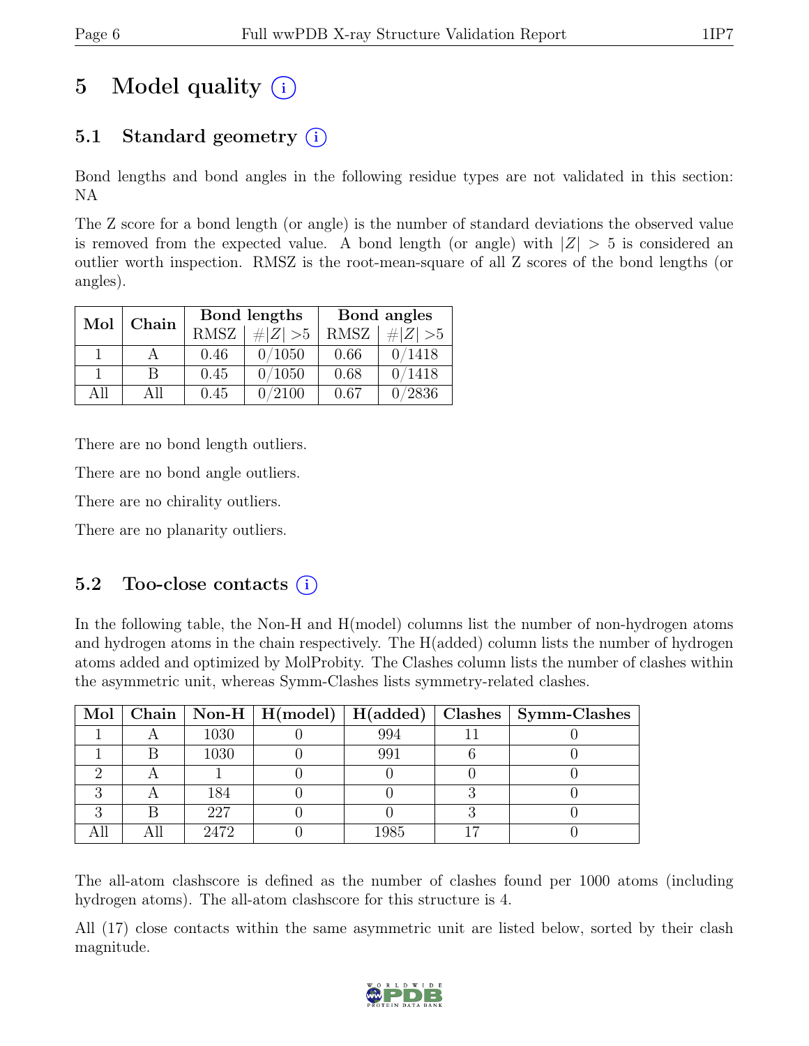# 5 Model quality (i)

## 5.1 Standard geometry (i)

Bond lengths and bond angles in the following residue types are not validated in this section: NA

The Z score for a bond length (or angle) is the number of standard deviations the observed value is removed from the expected value. A bond length (or angle) with $|Z| > 5$ is considered an outlier worth inspection. RMSZ is the root-mean-square of all Z scores of the bond lengths (or angles).

| Mol | Chain | Bond lengths | | Bond angles | |
|---|---|---|---|---|---|
| | | RMSZ | $\#|Z| > 5$ | RMSZ | $\#|Z| > 5$ |
| 1 | A | 0.46 | 0/1050 | 0.66 | 0/1418 |
| 1 | B | 0.45 | 0/1050 | 0.68 | 0/1418 |
| All | All | 0.45 | 0/2100 | 0.67 | 0/2836 |

There are no bond length outliers.

There are no bond angle outliers.

There are no chirality outliers.

There are no planarity outliers.

## 5.2 Too-close contacts (i)

In the following table, the Non-H and H(model) columns list the number of non-hydrogen atoms and hydrogen atoms in the chain respectively. The H(added) column lists the number of hydrogen atoms added and optimized by MolProbity. The Clashes column lists the number of clashes within the asymmetric unit, whereas Symm-Clashes lists symmetry-related clashes.

| Mol | Chain | Non-H | H(model) | H(added) | Clashes | Symm-Clashes |
|---|---|---|---|---|---|---|
| 1 | A | 1030 | 0 | 994 | 11 | 0 |
| 1 | B | 1030 | 0 | 991 | 6 | 0 |
| 2 | A | 1 | 0 | 0 | 0 | 0 |
| 3 | A | 184 | 0 | 0 | 3 | 0 |
| 3 | B | 227 | 0 | 0 | 3 | 0 |
| All | All | 2472 | 0 | 1985 | 17 | 0 |

The all-atom clashscore is defined as the number of clashes found per 1000 atoms (including hydrogen atoms). The all-atom clashscore for this structure is 4.

All (17) close contacts within the same asymmetric unit are listed below, sorted by their clash magnitude.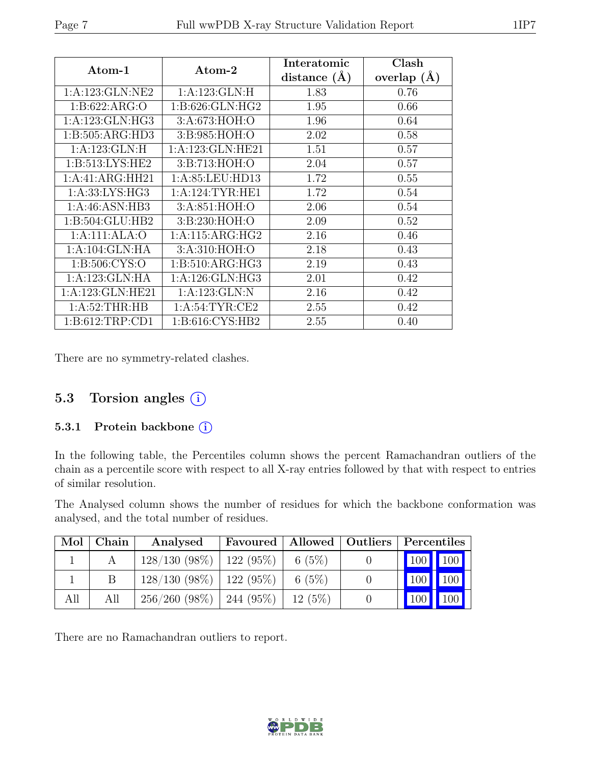| Atom-1 | Atom-2 | Interatomic distance (Å) | Clash overlap (Å) |
|---|---|---|---|
| 1:A:123:GLN:NE2 | 1:A:123:GLN:H | 1.83 | 0.76 |
| 1:B:622:ARG:O | 1:B:626:GLN:HG2 | 1.95 | 0.66 |
| 1:A:123:GLN:HG3 | 3:A:673:HOH:O | 1.96 | 0.64 |
| 1:B:505:ARG:HD3 | 3:B:985:HOH:O | 2.02 | 0.58 |
| 1:A:123:GLN:H | 1:A:123:GLN:HE21 | 1.51 | 0.57 |
| 1:B:513:LYS:HE2 | 3:B:713:HOH:O | 2.04 | 0.57 |
| 1:A:41:ARG:HH21 | 1:A:85:LEU:HD13 | 1.72 | 0.55 |
| 1:A:33:LYS:HG3 | 1:A:124:TYR:HE1 | 1.72 | 0.54 |
| 1:A:46:ASN:HB3 | 3:A:851:HOH:O | 2.06 | 0.54 |
| 1:B:504:GLU:HB2 | 3:B:230:HOH:O | 2.09 | 0.52 |
| 1:A:111:ALA:O | 1:A:115:ARG:HG2 | 2.16 | 0.46 |
| 1:A:104:GLN:HA | 3:A:310:HOH:O | 2.18 | 0.43 |
| 1:B:506:CYS:O | 1:B:510:ARG:HG3 | 2.19 | 0.43 |
| 1:A:123:GLN:HA | 1:A:126:GLN:HG3 | 2.01 | 0.42 |
| 1:A:123:GLN:HE21 | 1:A:123:GLN:N | 2.16 | 0.42 |
| 1:A:52:THR:HB | 1:A:54:TYR:CE2 | 2.55 | 0.42 |
| 1:B:612:TRP:CD1 | 1:B:616:CYS:HB2 | 2.55 | 0.40 |

There are no symmetry-related clashes.

## 5.3 Torsion angles (i)

### 5.3.1 Protein backbone (i)

In the following table, the Percentiles column shows the percent Ramachandran outliers of the chain as a percentile score with respect to all X-ray entries followed by that with respect to entries of similar resolution.

The Analysed column shows the number of residues for which the backbone conformation was analysed, and the total number of residues.

| Mol | Chain | Analysed | Favoured | Allowed | Outliers | Percentiles | |
|---|---|---|---|---|---|---|---|
| 1 | A | 128/130 (98%) | 122 (95%) | 6 (5%) | 0 | 100 | 100 |
| 1 | B | 128/130 (98%) | 122 (95%) | 6 (5%) | 0 | 100 | 100 |
| All | All | 256/260 (98%) | 244 (95%) | 12 (5%) | 0 | 100 | 100 |

There are no Ramachandran outliers to report.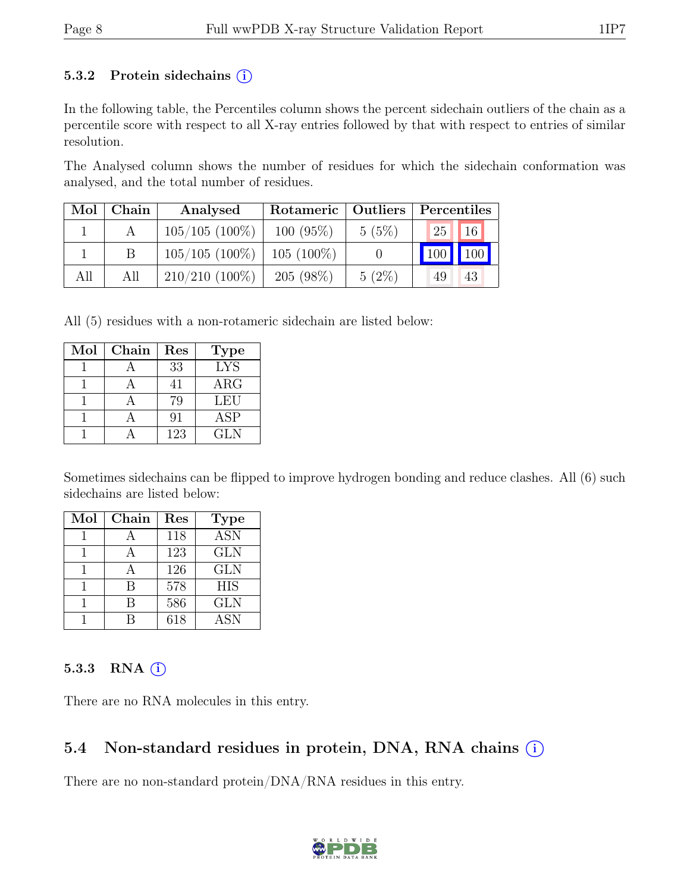#### 5.3.2 Protein sidechains (i)

In the following table, the Percentiles column shows the percent sidechain outliers of the chain as a percentile score with respect to all X-ray entries followed by that with respect to entries of similar resolution.

The Analysed column shows the number of residues for which the sidechain conformation was analysed, and the total number of residues.

| Mol | Chain | Analysed | Rotameric | Outliers | Percentiles | |
|---|---|---|---|---|---|---|
| 1 | A | 105/105 (100%) | 100 (95%) | 5 (5%) | 25 | 16 |
| 1 | B | 105/105 (100%) | 105 (100%) | 0 | 100 | 100 |
| All | All | 210/210 (100%) | 205 (98%) | 5 (2%) | 49 | 43 |

All (5) residues with a non-rotameric sidechain are listed below:

| Mol | Chain | Res | Type |
|---|---|---|---|
| 1 | A | 33 | LYS |
| 1 | A | 41 | ARG |
| 1 | A | 79 | LEU |
| 1 | A | 91 | ASP |
| 1 | A | 123 | GLN |

Sometimes sidechains can be flipped to improve hydrogen bonding and reduce clashes. All (6) such sidechains are listed below:

| Mol | Chain | Res | Type |
|---|---|---|---|
| 1 | A | 118 | ASN |
| 1 | A | 123 | GLN |
| 1 | A | 126 | GLN |
| 1 | B | 578 | HIS |
| 1 | B | 586 | GLN |
| 1 | B | 618 | ASN |

#### 5.3.3 RNA (i)

There are no RNA molecules in this entry.

### 5.4 Non-standard residues in protein, DNA, RNA chains (i)

There are no non-standard protein/DNA/RNA residues in this entry.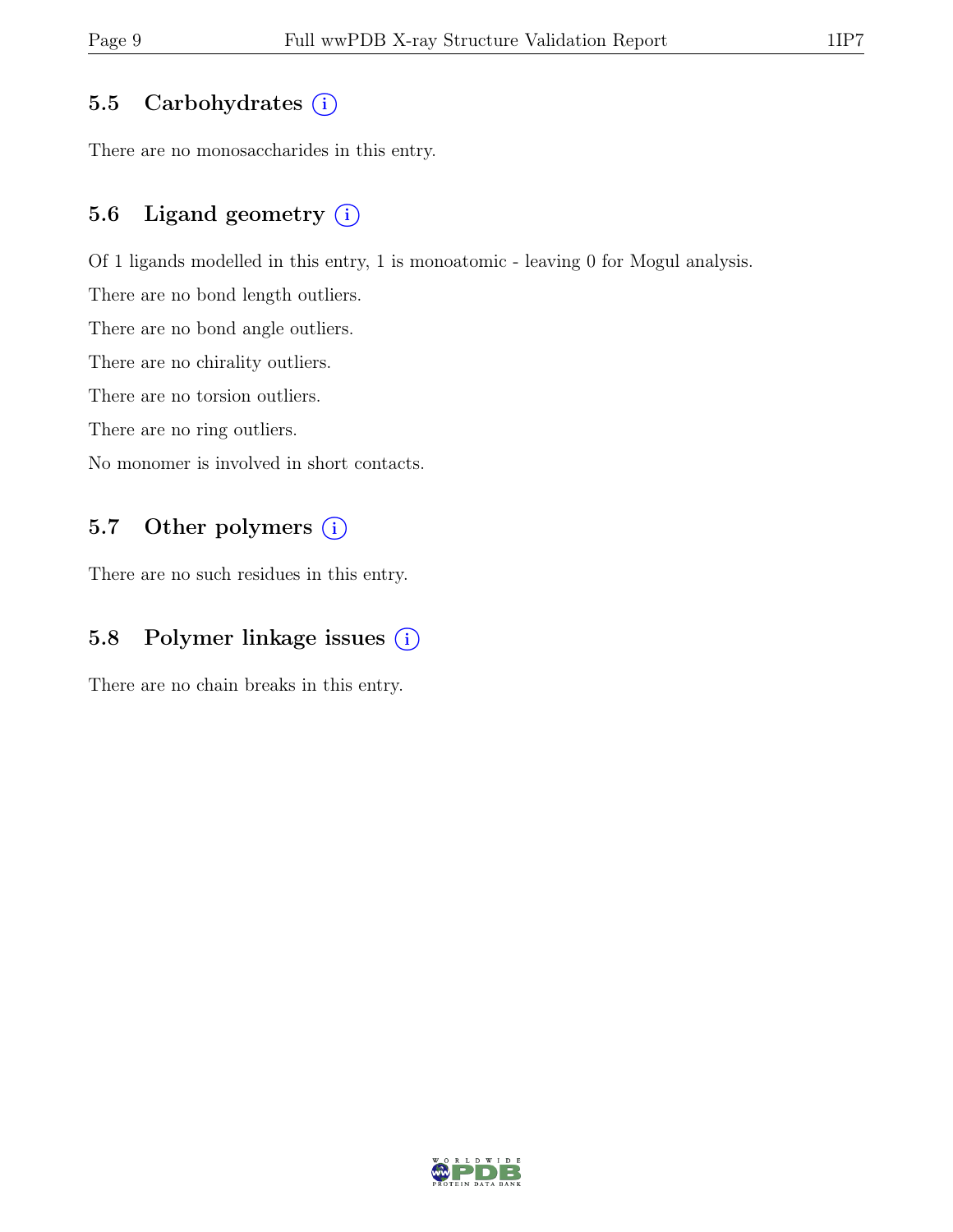### 5.5 Carbohydrates (i)

There are no monosaccharides in this entry.

### 5.6 Ligand geometry (i)

Of 1 ligands modelled in this entry, 1 is monoatomic - leaving 0 for Mogul analysis.

There are no bond length outliers.

There are no bond angle outliers.

There are no chirality outliers.

There are no torsion outliers.

There are no ring outliers.

No monomer is involved in short contacts.

### 5.7 Other polymers (i)

There are no such residues in this entry.

### 5.8 Polymer linkage issues (i)

There are no chain breaks in this entry.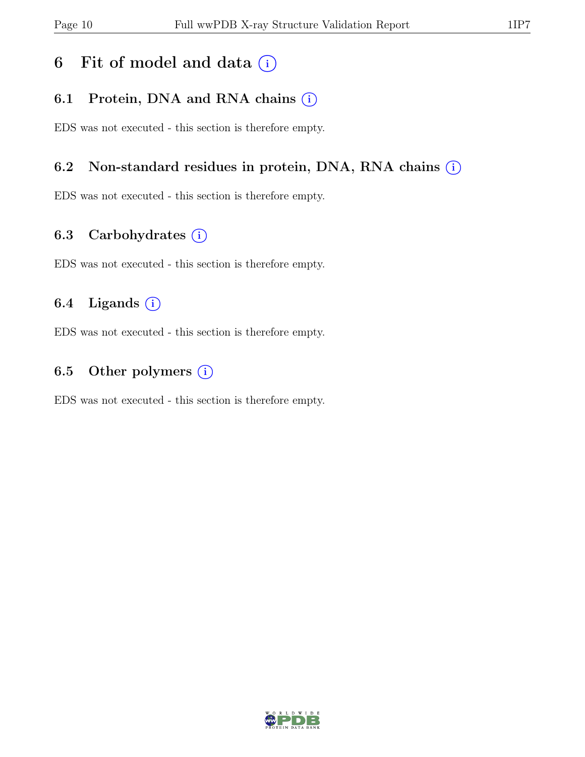# 6 Fit of model and data

## 6.1 Protein, DNA and RNA chains

EDS was not executed - this section is therefore empty.

## 6.2 Non-standard residues in protein, DNA, RNA chains

EDS was not executed - this section is therefore empty.

## 6.3 Carbohydrates

EDS was not executed - this section is therefore empty.

## 6.4 Ligands

EDS was not executed - this section is therefore empty.

## 6.5 Other polymers

EDS was not executed - this section is therefore empty.